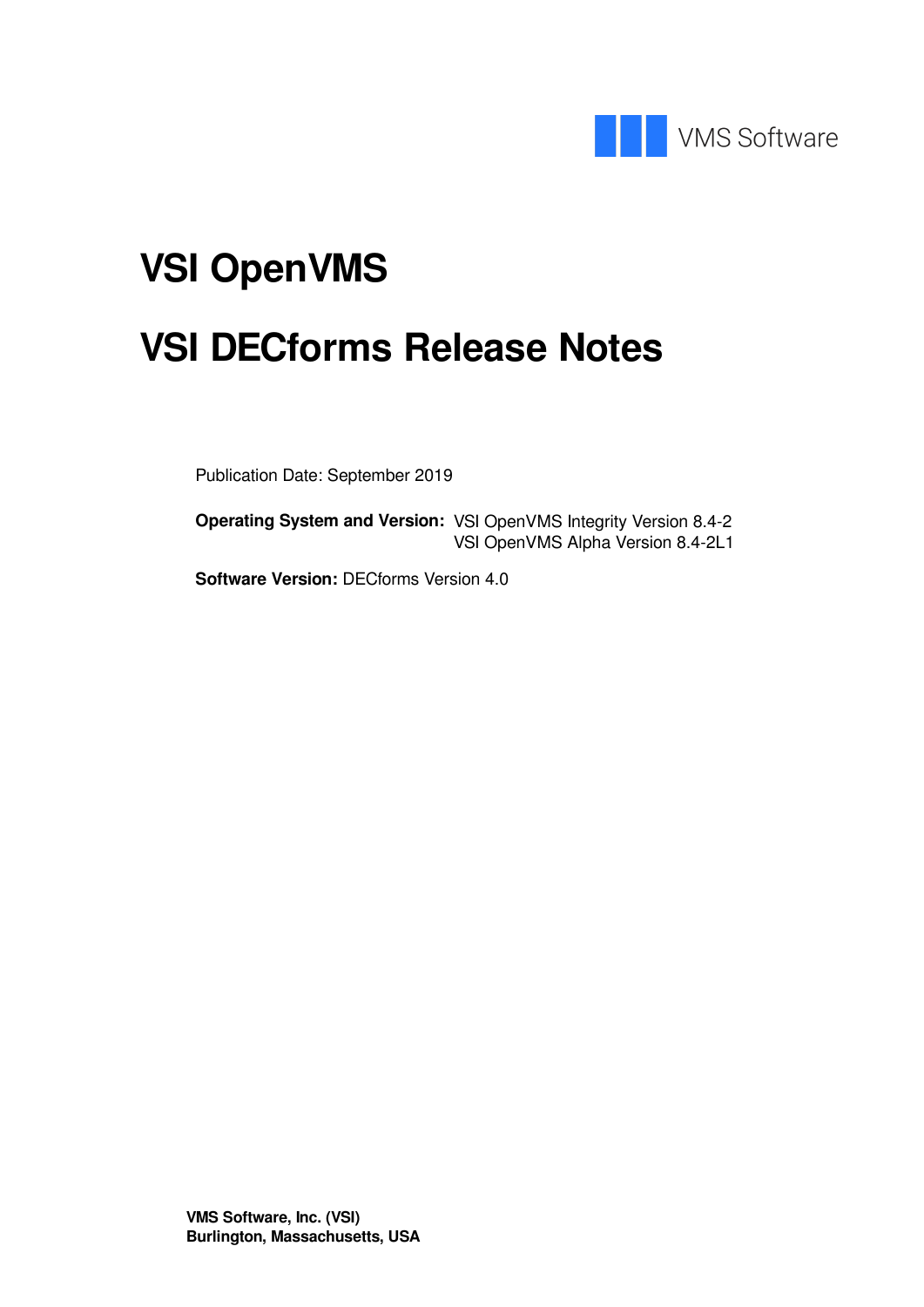VMS Software

# VSI OpenVMS

# VSI DECforms Release Notes

Publication Date: September 2019

**Operating System and Version:** VSI OpenVMS Integrity Version 8.4-2
VSI OpenVMS Alpha Version 8.4-2L1

**Software Version:** DECforms Version 4.0

**VMS Software, Inc. (VSI)**
**Burlington, Massachusetts, USA**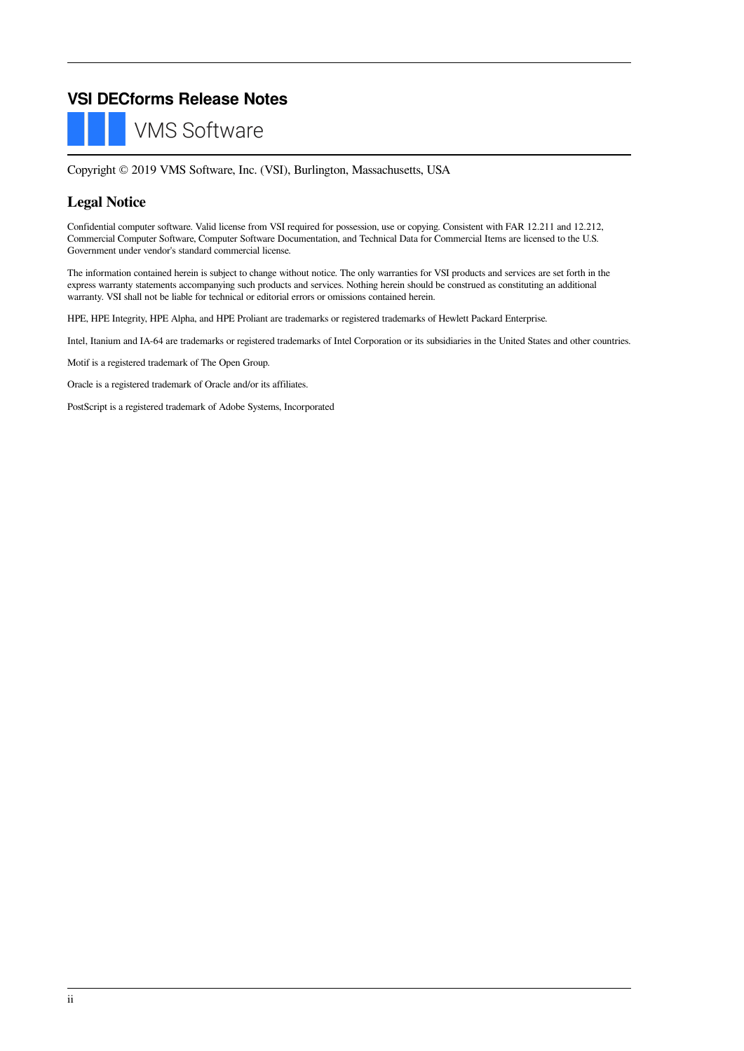# VSI DECforms Release Notes

VMS Software

Copyright © 2019 VMS Software, Inc. (VSI), Burlington, Massachusetts, USA

## Legal Notice

Confidential computer software. Valid license from VSI required for possession, use or copying. Consistent with FAR 12.211 and 12.212, Commercial Computer Software, Computer Software Documentation, and Technical Data for Commercial Items are licensed to the U.S. Government under vendor's standard commercial license.

The information contained herein is subject to change without notice. The only warranties for VSI products and services are set forth in the express warranty statements accompanying such products and services. Nothing herein should be construed as constituting an additional warranty. VSI shall not be liable for technical or editorial errors or omissions contained herein.

HPE, HPE Integrity, HPE Alpha, and HPE Proliant are trademarks or registered trademarks of Hewlett Packard Enterprise.

Intel, Itanium and IA-64 are trademarks or registered trademarks of Intel Corporation or its subsidiaries in the United States and other countries.

Motif is a registered trademark of The Open Group.

Oracle is a registered trademark of Oracle and/or its affiliates.

PostScript is a registered trademark of Adobe Systems, Incorporated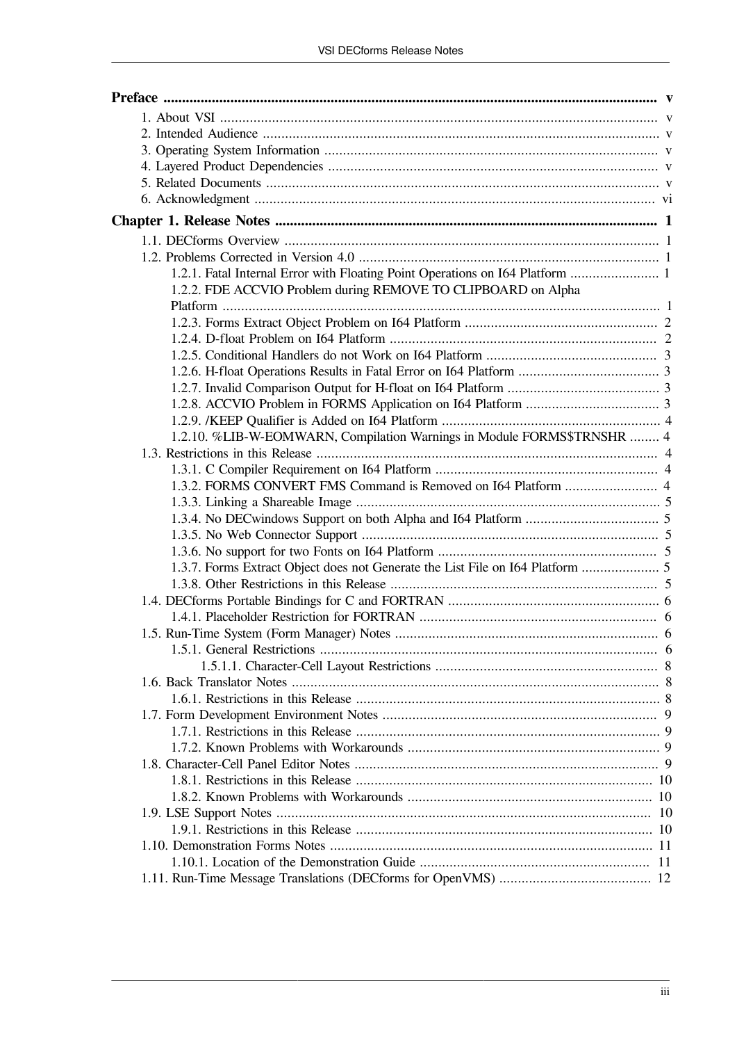**Preface** ..... v

- 1. About VSI ..... v
- 2. Intended Audience ..... v
- 3. Operating System Information ..... v
- 4. Layered Product Dependencies ..... v
- 5. Related Documents ..... v
- 6. Acknowledgment ..... vi

**Chapter 1. Release Notes** ..... 1

- 1.1. DECforms Overview ..... 1
- 1.2. Problems Corrected in Version 4.0 ..... 1
  - 1.2.1. Fatal Internal Error with Floating Point Operations on I64 Platform ..... 1
  - 1.2.2. FDE ACCVIO Problem during REMOVE TO CLIPBOARD on Alpha Platform ..... 1
  - 1.2.3. Forms Extract Object Problem on I64 Platform ..... 2
  - 1.2.4. D-float Problem on I64 Platform ..... 2
  - 1.2.5. Conditional Handlers do not Work on I64 Platform ..... 3
  - 1.2.6. H-float Operations Results in Fatal Error on I64 Platform ..... 3
  - 1.2.7. Invalid Comparison Output for H-float on I64 Platform ..... 3
  - 1.2.8. ACCVIO Problem in FORMS Application on I64 Platform ..... 3
  - 1.2.9. /KEEP Qualifier is Added on I64 Platform ..... 4
  - 1.2.10. %LIB-W-EOMWARN, Compilation Warnings in Module FORMS$TRNSHR ..... 4
- 1.3. Restrictions in this Release ..... 4
  - 1.3.1. C Compiler Requirement on I64 Platform ..... 4
  - 1.3.2. FORMS CONVERT FMS Command is Removed on I64 Platform ..... 4
  - 1.3.3. Linking a Shareable Image ..... 5
  - 1.3.4. No DECwindows Support on both Alpha and I64 Platform ..... 5
  - 1.3.5. No Web Connector Support ..... 5
  - 1.3.6. No support for two Fonts on I64 Platform ..... 5
  - 1.3.7. Forms Extract Object does not Generate the List File on I64 Platform ..... 5
  - 1.3.8. Other Restrictions in this Release ..... 5
- 1.4. DECforms Portable Bindings for C and FORTRAN ..... 6
  - 1.4.1. Placeholder Restriction for FORTRAN ..... 6
- 1.5. Run-Time System (Form Manager) Notes ..... 6
  - 1.5.1. General Restrictions ..... 6
    - 1.5.1.1. Character-Cell Layout Restrictions ..... 8
- 1.6. Back Translator Notes ..... 8
  - 1.6.1. Restrictions in this Release ..... 8
- 1.7. Form Development Environment Notes ..... 9
  - 1.7.1. Restrictions in this Release ..... 9
  - 1.7.2. Known Problems with Workarounds ..... 9
- 1.8. Character-Cell Panel Editor Notes ..... 9
  - 1.8.1. Restrictions in this Release ..... 10
  - 1.8.2. Known Problems with Workarounds ..... 10
- 1.9. LSE Support Notes ..... 10
  - 1.9.1. Restrictions in this Release ..... 10
- 1.10. Demonstration Forms Notes ..... 11
  - 1.10.1. Location of the Demonstration Guide ..... 11
- 1.11. Run-Time Message Translations (DECforms for OpenVMS) ..... 12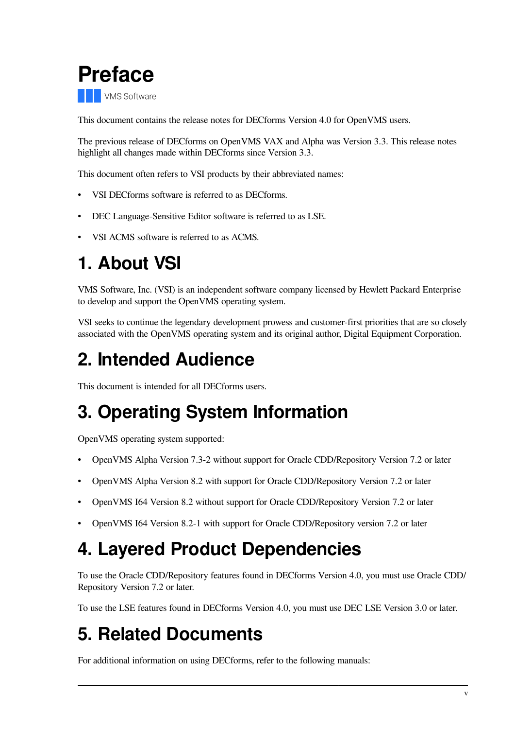# Preface

VMS Software

This document contains the release notes for DECforms Version 4.0 for OpenVMS users.

The previous release of DECforms on OpenVMS VAX and Alpha was Version 3.3. This release notes highlight all changes made within DECforms since Version 3.3.

This document often refers to VSI products by their abbreviated names:

- VSI DECforms software is referred to as DECforms.
- DEC Language-Sensitive Editor software is referred to as LSE.
- VSI ACMS software is referred to as ACMS.

# 1. About VSI

VMS Software, Inc. (VSI) is an independent software company licensed by Hewlett Packard Enterprise to develop and support the OpenVMS operating system.

VSI seeks to continue the legendary development prowess and customer-first priorities that are so closely associated with the OpenVMS operating system and its original author, Digital Equipment Corporation.

# 2. Intended Audience

This document is intended for all DECforms users.

# 3. Operating System Information

OpenVMS operating system supported:

- OpenVMS Alpha Version 7.3-2 without support for Oracle CDD/Repository Version 7.2 or later
- OpenVMS Alpha Version 8.2 with support for Oracle CDD/Repository Version 7.2 or later
- OpenVMS I64 Version 8.2 without support for Oracle CDD/Repository Version 7.2 or later
- OpenVMS I64 Version 8.2-1 with support for Oracle CDD/Repository version 7.2 or later

# 4. Layered Product Dependencies

To use the Oracle CDD/Repository features found in DECforms Version 4.0, you must use Oracle CDD/Repository Version 7.2 or later.

To use the LSE features found in DECforms Version 4.0, you must use DEC LSE Version 3.0 or later.

# 5. Related Documents

For additional information on using DECforms, refer to the following manuals: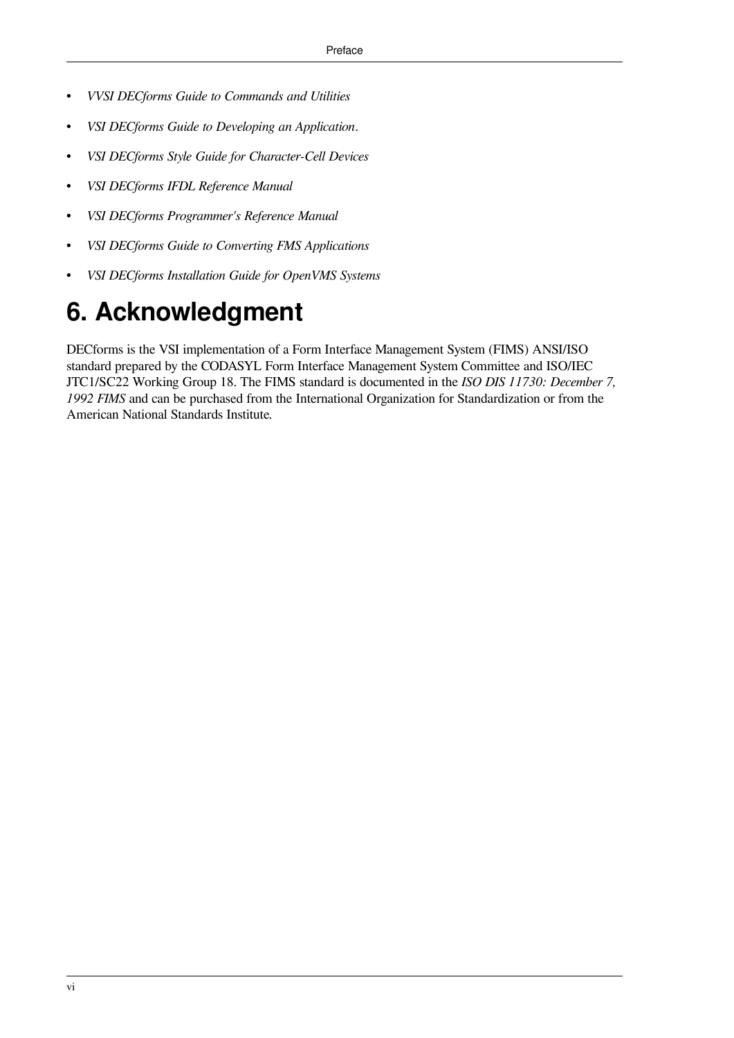- *VVSI DECforms Guide to Commands and Utilities*
- *VSI DECforms Guide to Developing an Application*.
- *VSI DECforms Style Guide for Character-Cell Devices*
- *VSI DECforms IFDL Reference Manual*
- *VSI DECforms Programmer's Reference Manual*
- *VSI DECforms Guide to Converting FMS Applications*
- *VSI DECforms Installation Guide for OpenVMS Systems*

# 6. Acknowledgment

DECforms is the VSI implementation of a Form Interface Management System (FIMS) ANSI/ISO standard prepared by the CODASYL Form Interface Management System Committee and ISO/IEC JTC1/SC22 Working Group 18. The FIMS standard is documented in the *ISO DIS 11730: December 7, 1992 FIMS* and can be purchased from the International Organization for Standardization or from the American National Standards Institute.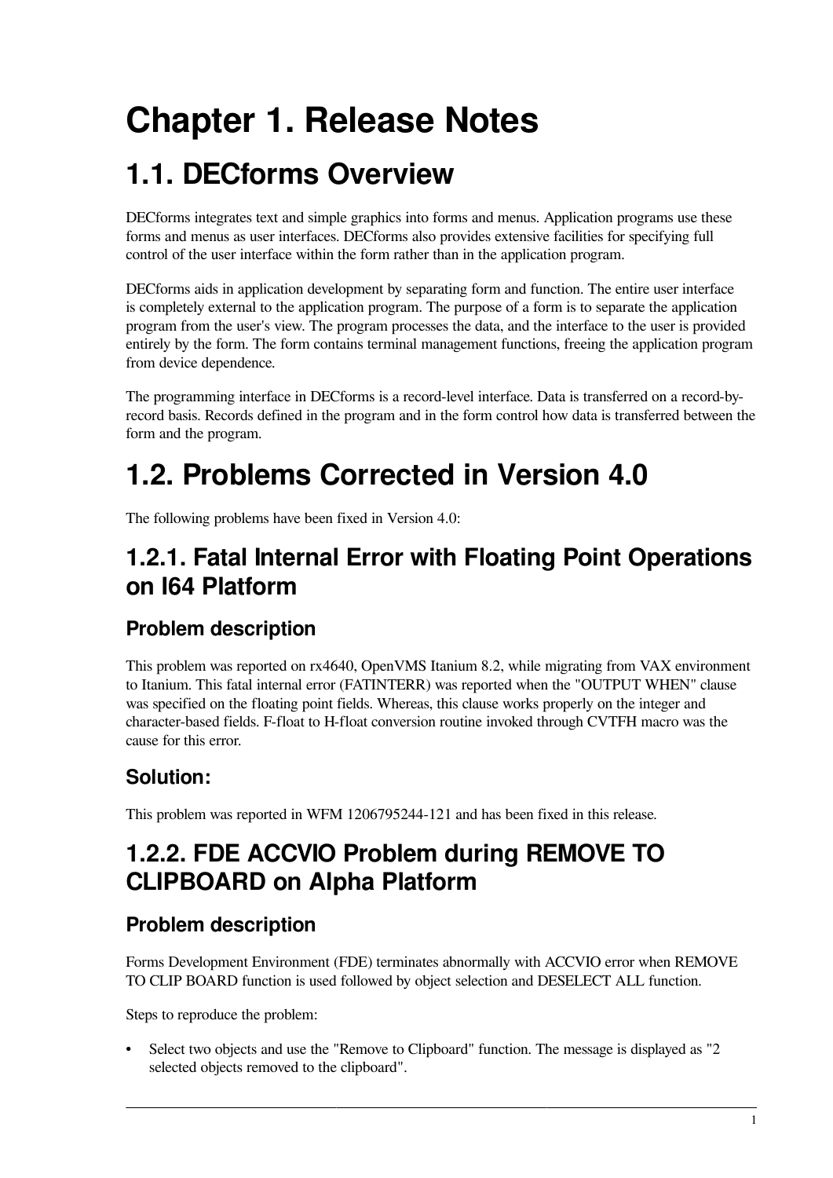# Chapter 1. Release Notes

## 1.1. DECforms Overview

DECforms integrates text and simple graphics into forms and menus. Application programs use these forms and menus as user interfaces. DECforms also provides extensive facilities for specifying full control of the user interface within the form rather than in the application program.

DECforms aids in application development by separating form and function. The entire user interface is completely external to the application program. The purpose of a form is to separate the application program from the user's view. The program processes the data, and the interface to the user is provided entirely by the form. The form contains terminal management functions, freeing the application program from device dependence.

The programming interface in DECforms is a record-level interface. Data is transferred on a record-by-record basis. Records defined in the program and in the form control how data is transferred between the form and the program.

## 1.2. Problems Corrected in Version 4.0

The following problems have been fixed in Version 4.0:

### 1.2.1. Fatal Internal Error with Floating Point Operations on I64 Platform

#### Problem description

This problem was reported on rx4640, OpenVMS Itanium 8.2, while migrating from VAX environment to Itanium. This fatal internal error (FATINTERR) was reported when the "OUTPUT WHEN" clause was specified on the floating point fields. Whereas, this clause works properly on the integer and character-based fields. F-float to H-float conversion routine invoked through CVTFH macro was the cause for this error.

#### Solution:

This problem was reported in WFM 1206795244-121 and has been fixed in this release.

### 1.2.2. FDE ACCVIO Problem during REMOVE TO CLIPBOARD on Alpha Platform

#### Problem description

Forms Development Environment (FDE) terminates abnormally with ACCVIO error when REMOVE TO CLIP BOARD function is used followed by object selection and DESELECT ALL function.

Steps to reproduce the problem:

- Select two objects and use the "Remove to Clipboard" function. The message is displayed as "2 selected objects removed to the clipboard".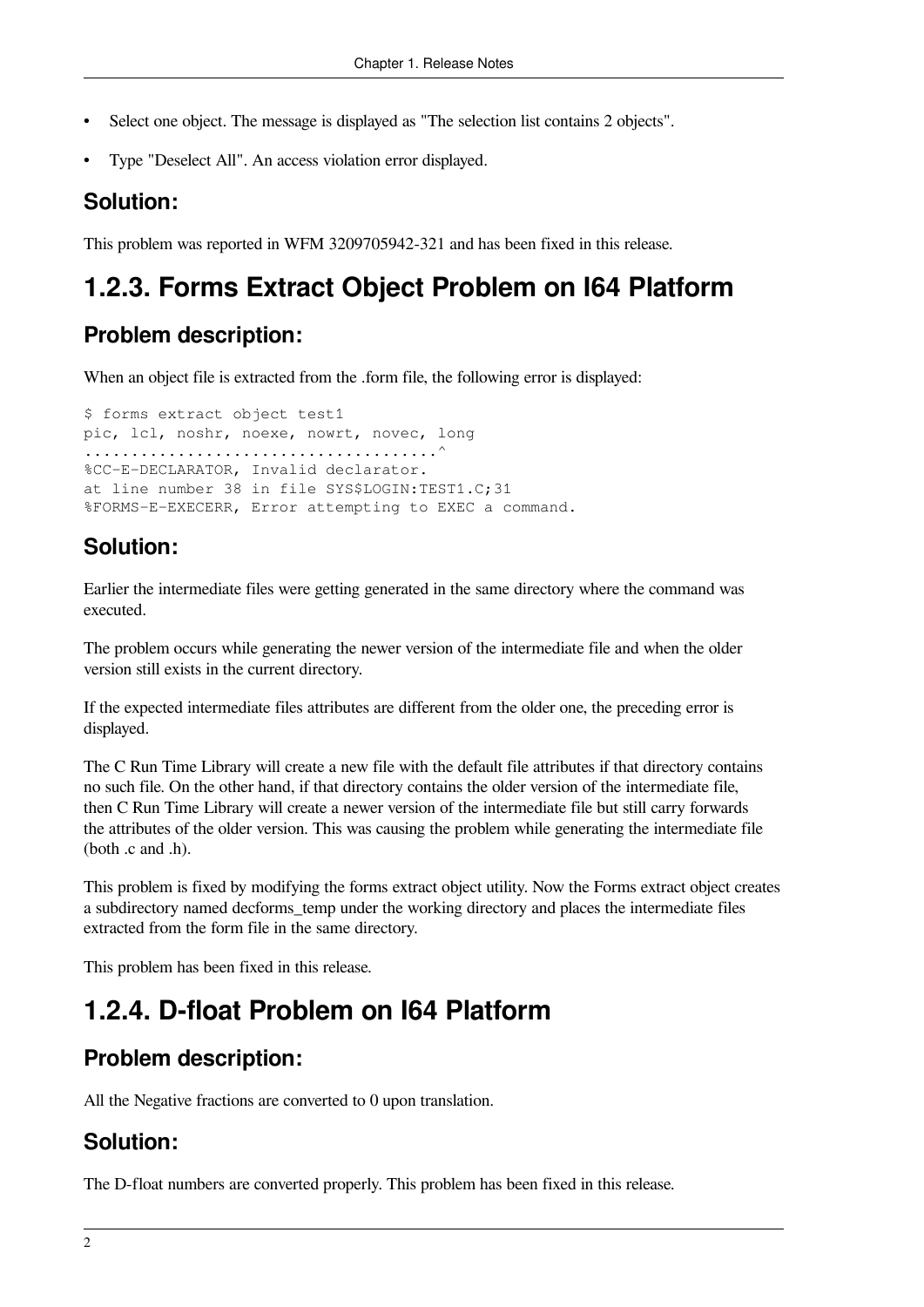- Select one object. The message is displayed as "The selection list contains 2 objects".
- Type "Deselect All". An access violation error displayed.

### Solution:

This problem was reported in WFM 3209705942-321 and has been fixed in this release.

## 1.2.3. Forms Extract Object Problem on I64 Platform

### Problem description:

When an object file is extracted from the .form file, the following error is displayed:

```
$ forms extract object test1
pic, lcl, noshr, noexe, nowrt, novec, long
....................................^
%CC-E-DECLARATOR, Invalid declarator.
at line number 38 in file SYS$LOGIN:TEST1.C;31
%FORMS-E-EXECERR, Error attempting to EXEC a command.
```

### Solution:

Earlier the intermediate files were getting generated in the same directory where the command was executed.

The problem occurs while generating the newer version of the intermediate file and when the older version still exists in the current directory.

If the expected intermediate files attributes are different from the older one, the preceding error is displayed.

The C Run Time Library will create a new file with the default file attributes if that directory contains no such file. On the other hand, if that directory contains the older version of the intermediate file, then C Run Time Library will create a newer version of the intermediate file but still carry forwards the attributes of the older version. This was causing the problem while generating the intermediate file (both .c and .h).

This problem is fixed by modifying the forms extract object utility. Now the Forms extract object creates a subdirectory named decforms_temp under the working directory and places the intermediate files extracted from the form file in the same directory.

This problem has been fixed in this release.

## 1.2.4. D-float Problem on I64 Platform

### Problem description:

All the Negative fractions are converted to 0 upon translation.

### Solution:

The D-float numbers are converted properly. This problem has been fixed in this release.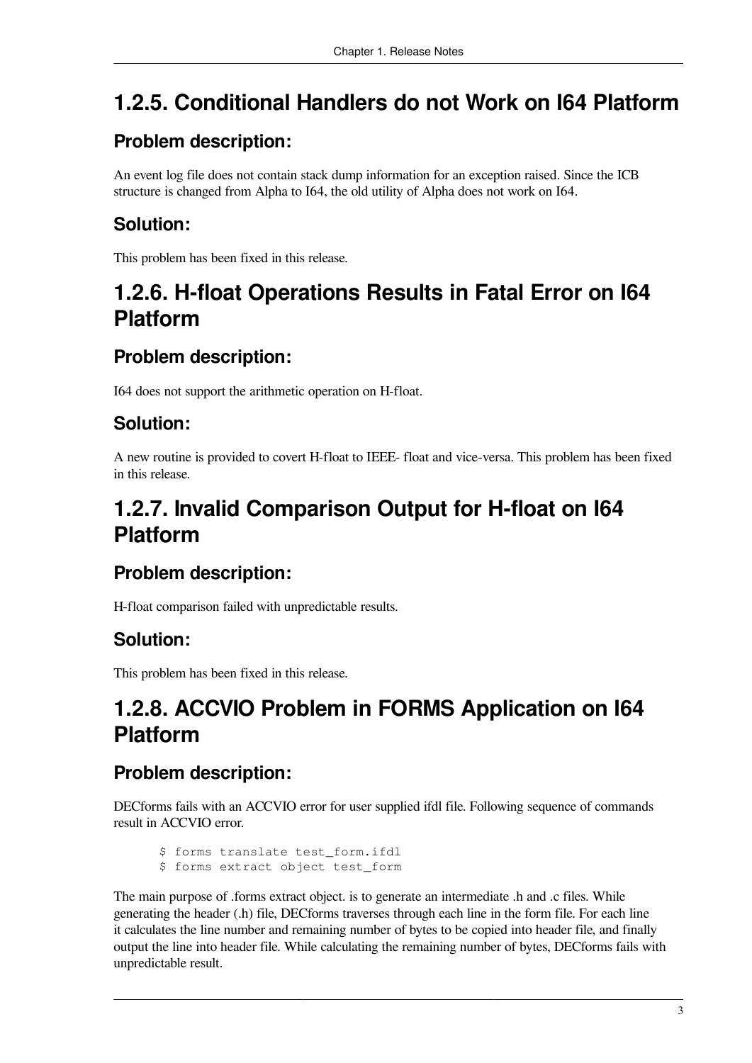## 1.2.5. Conditional Handlers do not Work on I64 Platform

### Problem description:

An event log file does not contain stack dump information for an exception raised. Since the ICB structure is changed from Alpha to I64, the old utility of Alpha does not work on I64.

### Solution:

This problem has been fixed in this release.

## 1.2.6. H-float Operations Results in Fatal Error on I64 Platform

### Problem description:

I64 does not support the arithmetic operation on H-float.

### Solution:

A new routine is provided to covert H-float to IEEE- float and vice-versa. This problem has been fixed in this release.

## 1.2.7. Invalid Comparison Output for H-float on I64 Platform

### Problem description:

H-float comparison failed with unpredictable results.

### Solution:

This problem has been fixed in this release.

## 1.2.8. ACCVIO Problem in FORMS Application on I64 Platform

### Problem description:

DECforms fails with an ACCVIO error for user supplied ifdl file. Following sequence of commands result in ACCVIO error.

```
$ forms translate test_form.ifdl
$ forms extract object test_form
```

The main purpose of .forms extract object. is to generate an intermediate .h and .c files. While generating the header (.h) file, DECforms traverses through each line in the form file. For each line it calculates the line number and remaining number of bytes to be copied into header file, and finally output the line into header file. While calculating the remaining number of bytes, DECforms fails with unpredictable result.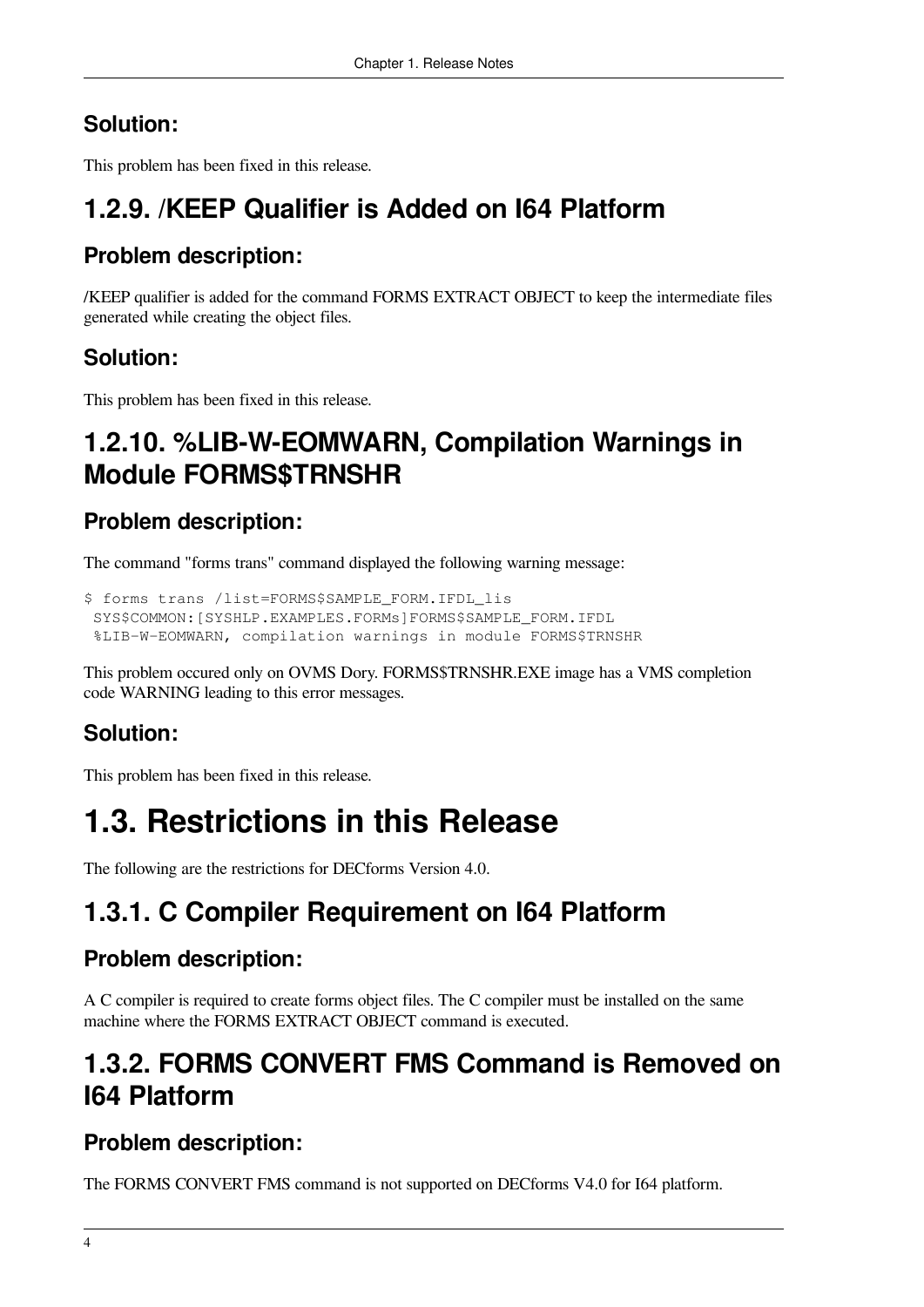### Solution:

This problem has been fixed in this release.

## 1.2.9. /KEEP Qualifier is Added on I64 Platform

### Problem description:

/KEEP qualifier is added for the command FORMS EXTRACT OBJECT to keep the intermediate files generated while creating the object files.

### Solution:

This problem has been fixed in this release.

## 1.2.10. %LIB-W-EOMWARN, Compilation Warnings in Module FORMS$TRNSHR

### Problem description:

The command "forms trans" command displayed the following warning message:

```
$ forms trans /list=FORMS$SAMPLE_FORM.IFDL_lis
 SYS$COMMON:[SYSHLP.EXAMPLES.FORMs]FORMS$SAMPLE_FORM.IFDL
 %LIB-W-EOMWARN, compilation warnings in module FORMS$TRNSHR
```

This problem occured only on OVMS Dory. FORMS$TRNSHR.EXE image has a VMS completion code WARNING leading to this error messages.

### Solution:

This problem has been fixed in this release.

# 1.3. Restrictions in this Release

The following are the restrictions for DECforms Version 4.0.

## 1.3.1. C Compiler Requirement on I64 Platform

### Problem description:

A C compiler is required to create forms object files. The C compiler must be installed on the same machine where the FORMS EXTRACT OBJECT command is executed.

## 1.3.2. FORMS CONVERT FMS Command is Removed on I64 Platform

### Problem description:

The FORMS CONVERT FMS command is not supported on DECforms V4.0 for I64 platform.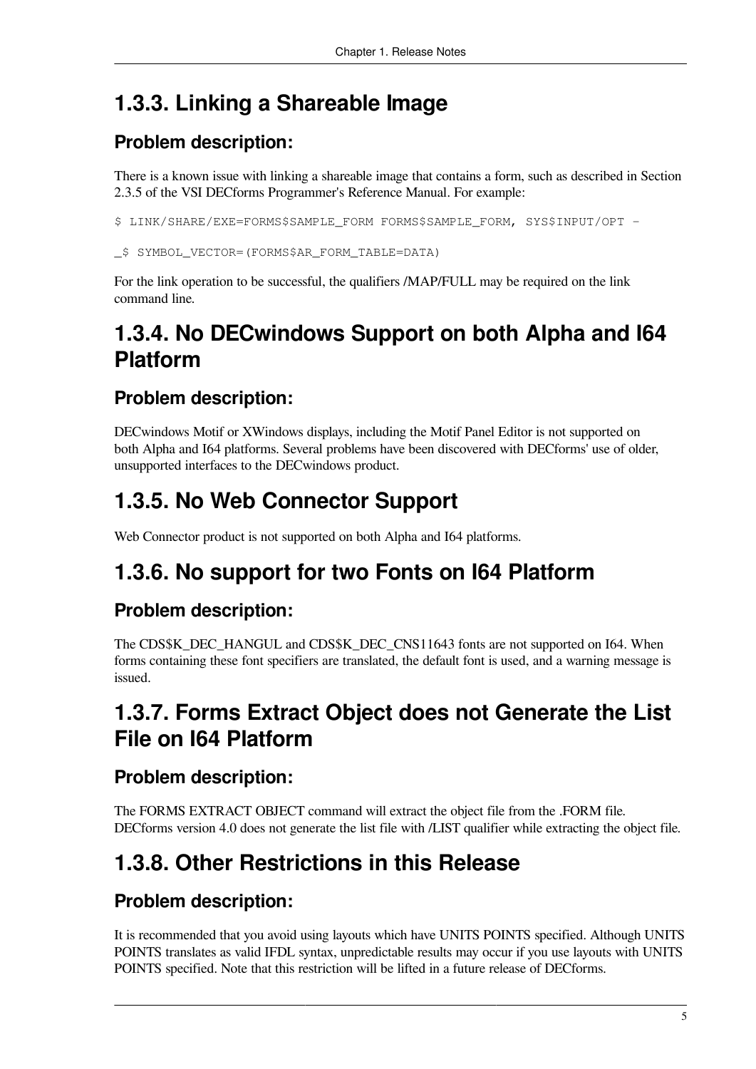## 1.3.3. Linking a Shareable Image

### Problem description:

There is a known issue with linking a shareable image that contains a form, such as described in Section 2.3.5 of the VSI DECforms Programmer's Reference Manual. For example:

```
$ LINK/SHARE/EXE=FORMS$SAMPLE_FORM FORMS$SAMPLE_FORM, SYS$INPUT/OPT -

_$ SYMBOL_VECTOR=(FORMS$AR_FORM_TABLE=DATA)
```

For the link operation to be successful, the qualifiers /MAP/FULL may be required on the link command line.

## 1.3.4. No DECwindows Support on both Alpha and I64 Platform

### Problem description:

DECwindows Motif or XWindows displays, including the Motif Panel Editor is not supported on both Alpha and I64 platforms. Several problems have been discovered with DECforms' use of older, unsupported interfaces to the DECwindows product.

## 1.3.5. No Web Connector Support

Web Connector product is not supported on both Alpha and I64 platforms.

## 1.3.6. No support for two Fonts on I64 Platform

### Problem description:

The CDS$K_DEC_HANGUL and CDS$K_DEC_CNS11643 fonts are not supported on I64. When forms containing these font specifiers are translated, the default font is used, and a warning message is issued.

## 1.3.7. Forms Extract Object does not Generate the List File on I64 Platform

### Problem description:

The FORMS EXTRACT OBJECT command will extract the object file from the .FORM file. DECforms version 4.0 does not generate the list file with /LIST qualifier while extracting the object file.

## 1.3.8. Other Restrictions in this Release

### Problem description:

It is recommended that you avoid using layouts which have UNITS POINTS specified. Although UNITS POINTS translates as valid IFDL syntax, unpredictable results may occur if you use layouts with UNITS POINTS specified. Note that this restriction will be lifted in a future release of DECforms.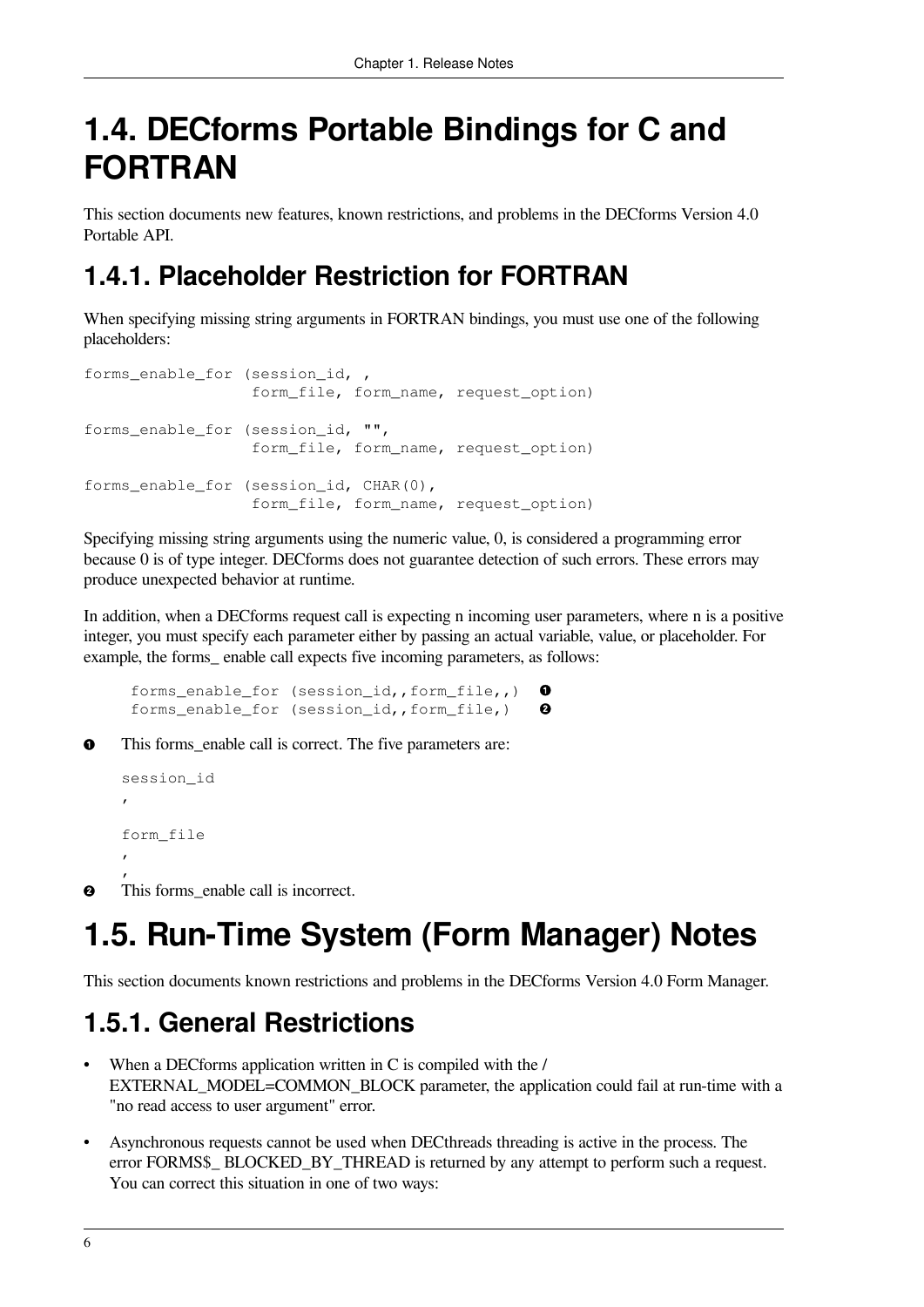# 1.4. DECforms Portable Bindings for C and FORTRAN

This section documents new features, known restrictions, and problems in the DECforms Version 4.0 Portable API.

## 1.4.1. Placeholder Restriction for FORTRAN

When specifying missing string arguments in FORTRAN bindings, you must use one of the following placeholders:

```
forms_enable_for (session_id, ,
                  form_file, form_name, request_option)

forms_enable_for (session_id, "",
                  form_file, form_name, request_option)

forms_enable_for (session_id, CHAR(0),
                  form_file, form_name, request_option)
```

Specifying missing string arguments using the numeric value, 0, is considered a programming error because 0 is of type integer. DECforms does not guarantee detection of such errors. These errors may produce unexpected behavior at runtime.

In addition, when a DECforms request call is expecting n incoming user parameters, where n is a positive integer, you must specify each parameter either by passing an actual variable, value, or placeholder. For example, the forms_ enable call expects five incoming parameters, as follows:

```
forms_enable_for (session_id,,form_file,,)  ❶
forms_enable_for (session_id,,form_file,)   ❷
```

❶ This forms_enable call is correct. The five parameters are:

```
session_id
,

form_file
,
,
```

❷ This forms_enable call is incorrect.

# 1.5. Run-Time System (Form Manager) Notes

This section documents known restrictions and problems in the DECforms Version 4.0 Form Manager.

## 1.5.1. General Restrictions

- When a DECforms application written in C is compiled with the /EXTERNAL_MODEL=COMMON_BLOCK parameter, the application could fail at run-time with a "no read access to user argument" error.
- Asynchronous requests cannot be used when DECthreads threading is active in the process. The error FORMS$_ BLOCKED_BY_THREAD is returned by any attempt to perform such a request. You can correct this situation in one of two ways: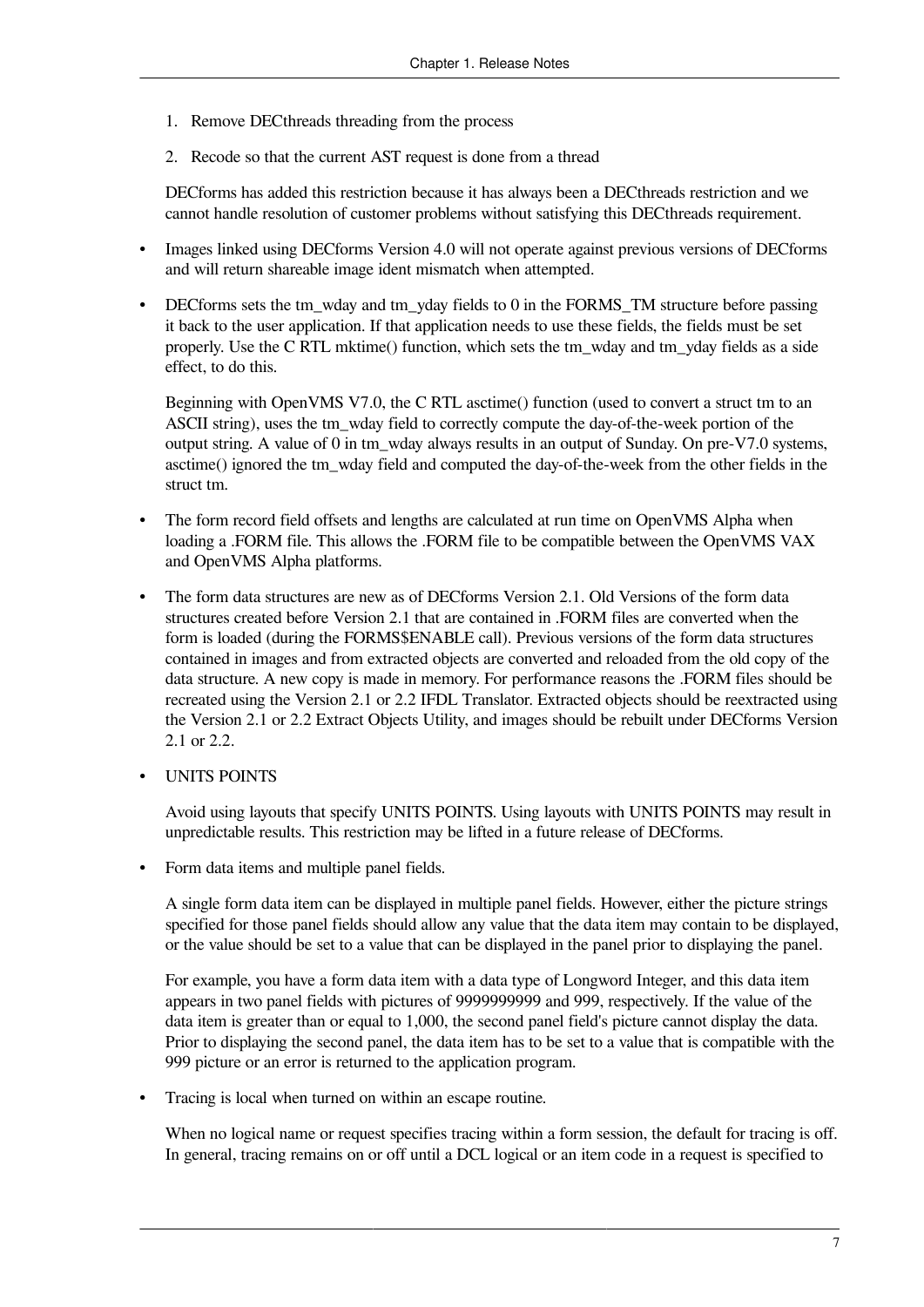1. Remove DECthreads threading from the process
2. Recode so that the current AST request is done from a thread

   DECforms has added this restriction because it has always been a DECthreads restriction and we cannot handle resolution of customer problems without satisfying this DECthreads requirement.

- Images linked using DECforms Version 4.0 will not operate against previous versions of DECforms and will return shareable image ident mismatch when attempted.

- DECforms sets the tm_wday and tm_yday fields to 0 in the FORMS_TM structure before passing it back to the user application. If that application needs to use these fields, the fields must be set properly. Use the C RTL mktime() function, which sets the tm_wday and tm_yday fields as a side effect, to do this.

  Beginning with OpenVMS V7.0, the C RTL asctime() function (used to convert a struct tm to an ASCII string), uses the tm_wday field to correctly compute the day-of-the-week portion of the output string. A value of 0 in tm_wday always results in an output of Sunday. On pre-V7.0 systems, asctime() ignored the tm_wday field and computed the day-of-the-week from the other fields in the struct tm.

- The form record field offsets and lengths are calculated at run time on OpenVMS Alpha when loading a .FORM file. This allows the .FORM file to be compatible between the OpenVMS VAX and OpenVMS Alpha platforms.

- The form data structures are new as of DECforms Version 2.1. Old Versions of the form data structures created before Version 2.1 that are contained in .FORM files are converted when the form is loaded (during the FORMS$ENABLE call). Previous versions of the form data structures contained in images and from extracted objects are converted and reloaded from the old copy of the data structure. A new copy is made in memory. For performance reasons the .FORM files should be recreated using the Version 2.1 or 2.2 IFDL Translator. Extracted objects should be reextracted using the Version 2.1 or 2.2 Extract Objects Utility, and images should be rebuilt under DECforms Version 2.1 or 2.2.

- UNITS POINTS

  Avoid using layouts that specify UNITS POINTS. Using layouts with UNITS POINTS may result in unpredictable results. This restriction may be lifted in a future release of DECforms.

- Form data items and multiple panel fields.

  A single form data item can be displayed in multiple panel fields. However, either the picture strings specified for those panel fields should allow any value that the data item may contain to be displayed, or the value should be set to a value that can be displayed in the panel prior to displaying the panel.

  For example, you have a form data item with a data type of Longword Integer, and this data item appears in two panel fields with pictures of 9999999999 and 999, respectively. If the value of the data item is greater than or equal to 1,000, the second panel field's picture cannot display the data. Prior to displaying the second panel, the data item has to be set to a value that is compatible with the 999 picture or an error is returned to the application program.

- Tracing is local when turned on within an escape routine.

  When no logical name or request specifies tracing within a form session, the default for tracing is off. In general, tracing remains on or off until a DCL logical or an item code in a request is specified to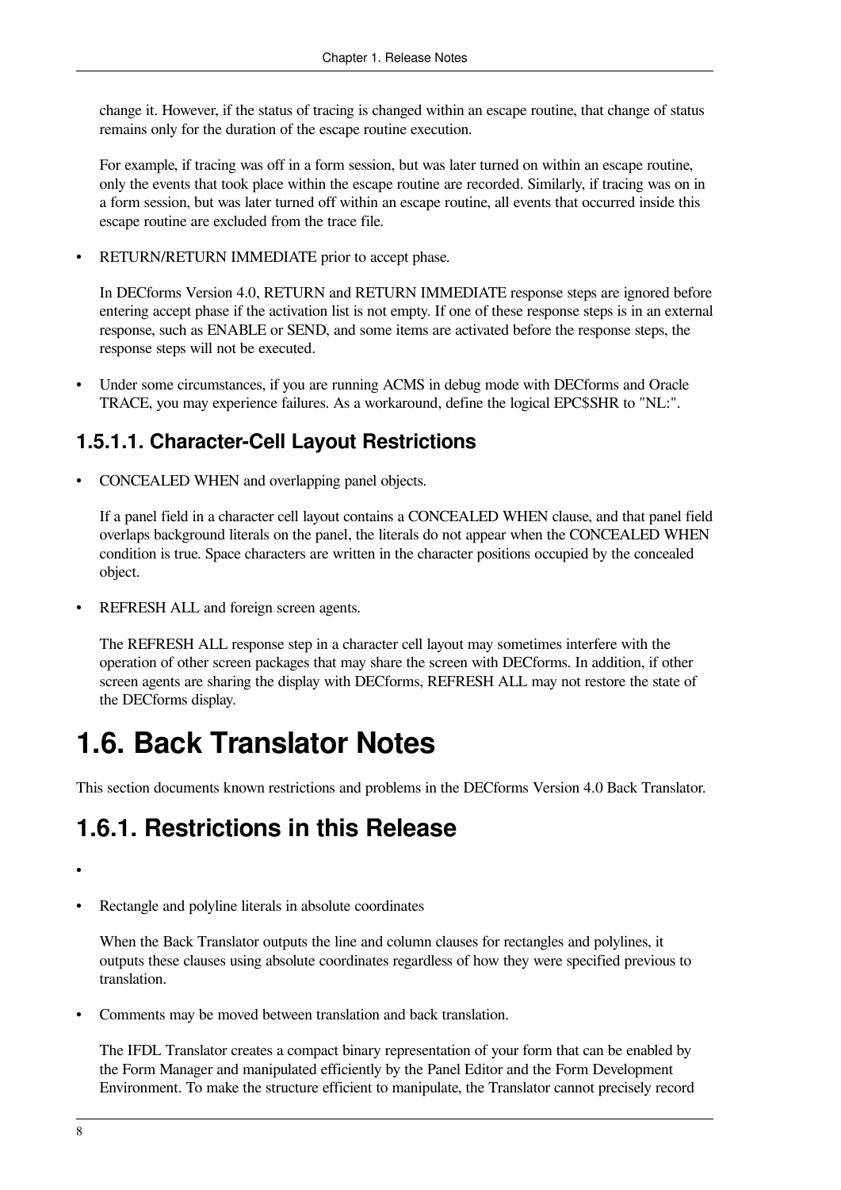change it. However, if the status of tracing is changed within an escape routine, that change of status remains only for the duration of the escape routine execution.

For example, if tracing was off in a form session, but was later turned on within an escape routine, only the events that took place within the escape routine are recorded. Similarly, if tracing was on in a form session, but was later turned off within an escape routine, all events that occurred inside this escape routine are excluded from the trace file.

- RETURN/RETURN IMMEDIATE prior to accept phase.

  In DECforms Version 4.0, RETURN and RETURN IMMEDIATE response steps are ignored before entering accept phase if the activation list is not empty. If one of these response steps is in an external response, such as ENABLE or SEND, and some items are activated before the response steps, the response steps will not be executed.

- Under some circumstances, if you are running ACMS in debug mode with DECforms and Oracle TRACE, you may experience failures. As a workaround, define the logical EPC$SHR to "NL:".

### 1.5.1.1. Character-Cell Layout Restrictions

- CONCEALED WHEN and overlapping panel objects.

  If a panel field in a character cell layout contains a CONCEALED WHEN clause, and that panel field overlaps background literals on the panel, the literals do not appear when the CONCEALED WHEN condition is true. Space characters are written in the character positions occupied by the concealed object.

- REFRESH ALL and foreign screen agents.

  The REFRESH ALL response step in a character cell layout may sometimes interfere with the operation of other screen packages that may share the screen with DECforms. In addition, if other screen agents are sharing the display with DECforms, REFRESH ALL may not restore the state of the DECforms display.

# 1.6. Back Translator Notes

This section documents known restrictions and problems in the DECforms Version 4.0 Back Translator.

## 1.6.1. Restrictions in this Release

- 

- Rectangle and polyline literals in absolute coordinates

  When the Back Translator outputs the line and column clauses for rectangles and polylines, it outputs these clauses using absolute coordinates regardless of how they were specified previous to translation.

- Comments may be moved between translation and back translation.

  The IFDL Translator creates a compact binary representation of your form that can be enabled by the Form Manager and manipulated efficiently by the Panel Editor and the Form Development Environment. To make the structure efficient to manipulate, the Translator cannot precisely record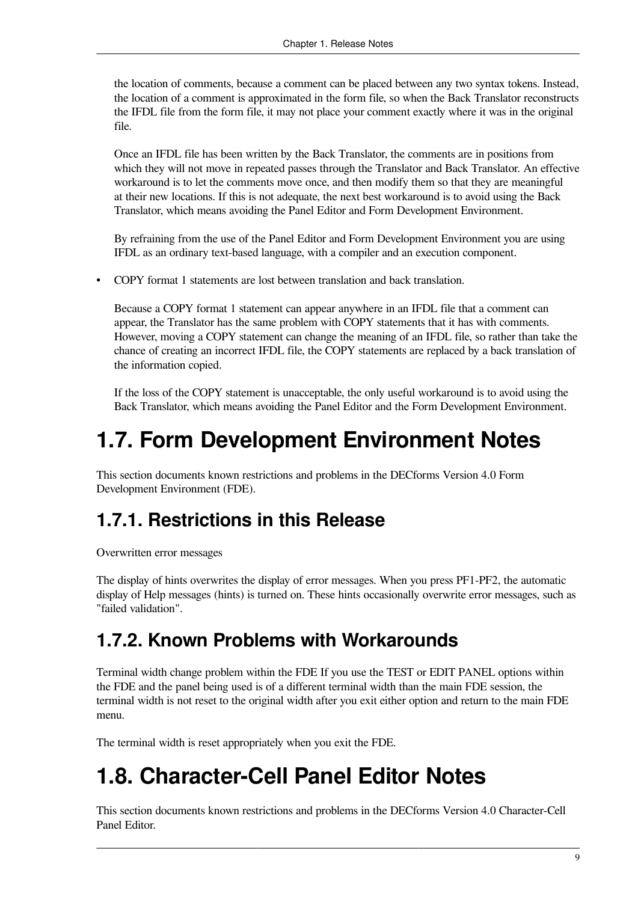the location of comments, because a comment can be placed between any two syntax tokens. Instead, the location of a comment is approximated in the form file, so when the Back Translator reconstructs the IFDL file from the form file, it may not place your comment exactly where it was in the original file.

Once an IFDL file has been written by the Back Translator, the comments are in positions from which they will not move in repeated passes through the Translator and Back Translator. An effective workaround is to let the comments move once, and then modify them so that they are meaningful at their new locations. If this is not adequate, the next best workaround is to avoid using the Back Translator, which means avoiding the Panel Editor and Form Development Environment.

By refraining from the use of the Panel Editor and Form Development Environment you are using IFDL as an ordinary text-based language, with a compiler and an execution component.

- COPY format 1 statements are lost between translation and back translation.

  Because a COPY format 1 statement can appear anywhere in an IFDL file that a comment can appear, the Translator has the same problem with COPY statements that it has with comments. However, moving a COPY statement can change the meaning of an IFDL file, so rather than take the chance of creating an incorrect IFDL file, the COPY statements are replaced by a back translation of the information copied.

  If the loss of the COPY statement is unacceptable, the only useful workaround is to avoid using the Back Translator, which means avoiding the Panel Editor and the Form Development Environment.

# 1.7. Form Development Environment Notes

This section documents known restrictions and problems in the DECforms Version 4.0 Form Development Environment (FDE).

## 1.7.1. Restrictions in this Release

Overwritten error messages

The display of hints overwrites the display of error messages. When you press PF1-PF2, the automatic display of Help messages (hints) is turned on. These hints occasionally overwrite error messages, such as "failed validation".

## 1.7.2. Known Problems with Workarounds

Terminal width change problem within the FDE If you use the TEST or EDIT PANEL options within the FDE and the panel being used is of a different terminal width than the main FDE session, the terminal width is not reset to the original width after you exit either option and return to the main FDE menu.

The terminal width is reset appropriately when you exit the FDE.

# 1.8. Character-Cell Panel Editor Notes

This section documents known restrictions and problems in the DECforms Version 4.0 Character-Cell Panel Editor.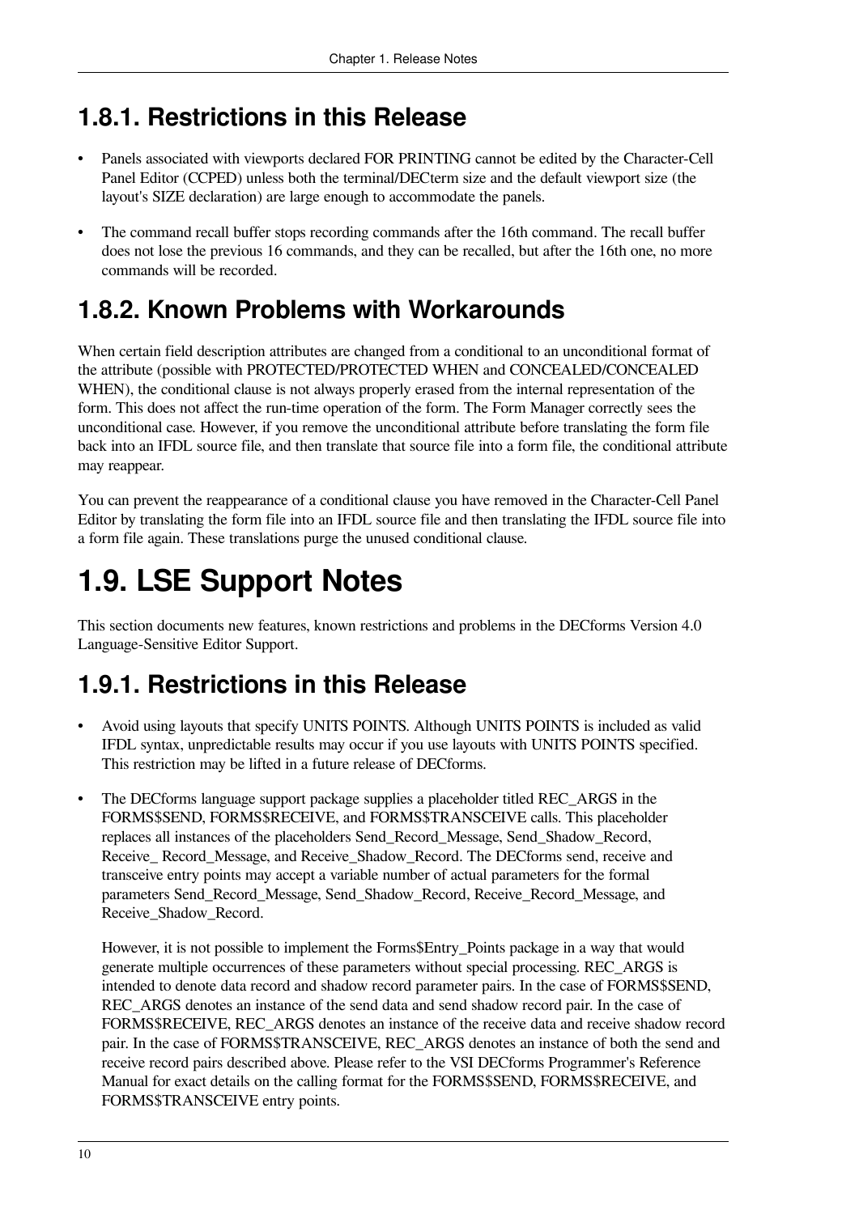### 1.8.1. Restrictions in this Release

- Panels associated with viewports declared FOR PRINTING cannot be edited by the Character-Cell Panel Editor (CCPED) unless both the terminal/DECterm size and the default viewport size (the layout's SIZE declaration) are large enough to accommodate the panels.
- The command recall buffer stops recording commands after the 16th command. The recall buffer does not lose the previous 16 commands, and they can be recalled, but after the 16th one, no more commands will be recorded.

### 1.8.2. Known Problems with Workarounds

When certain field description attributes are changed from a conditional to an unconditional format of the attribute (possible with PROTECTED/PROTECTED WHEN and CONCEALED/CONCEALED WHEN), the conditional clause is not always properly erased from the internal representation of the form. This does not affect the run-time operation of the form. The Form Manager correctly sees the unconditional case. However, if you remove the unconditional attribute before translating the form file back into an IFDL source file, and then translate that source file into a form file, the conditional attribute may reappear.

You can prevent the reappearance of a conditional clause you have removed in the Character-Cell Panel Editor by translating the form file into an IFDL source file and then translating the IFDL source file into a form file again. These translations purge the unused conditional clause.

## 1.9. LSE Support Notes

This section documents new features, known restrictions and problems in the DECforms Version 4.0 Language-Sensitive Editor Support.

### 1.9.1. Restrictions in this Release

- Avoid using layouts that specify UNITS POINTS. Although UNITS POINTS is included as valid IFDL syntax, unpredictable results may occur if you use layouts with UNITS POINTS specified. This restriction may be lifted in a future release of DECforms.
- The DECforms language support package supplies a placeholder titled REC_ARGS in the FORMS$SEND, FORMS$RECEIVE, and FORMS$TRANSCEIVE calls. This placeholder replaces all instances of the placeholders Send_Record_Message, Send_Shadow_Record, Receive_ Record_Message, and Receive_Shadow_Record. The DECforms send, receive and transceive entry points may accept a variable number of actual parameters for the formal parameters Send_Record_Message, Send_Shadow_Record, Receive_Record_Message, and Receive_Shadow_Record.

  However, it is not possible to implement the Forms$Entry_Points package in a way that would generate multiple occurrences of these parameters without special processing. REC_ARGS is intended to denote data record and shadow record parameter pairs. In the case of FORMS$SEND, REC_ARGS denotes an instance of the send data and send shadow record pair. In the case of FORMS$RECEIVE, REC_ARGS denotes an instance of the receive data and receive shadow record pair. In the case of FORMS$TRANSCEIVE, REC_ARGS denotes an instance of both the send and receive record pairs described above. Please refer to the VSI DECforms Programmer's Reference Manual for exact details on the calling format for the FORMS$SEND, FORMS$RECEIVE, and FORMS$TRANSCEIVE entry points.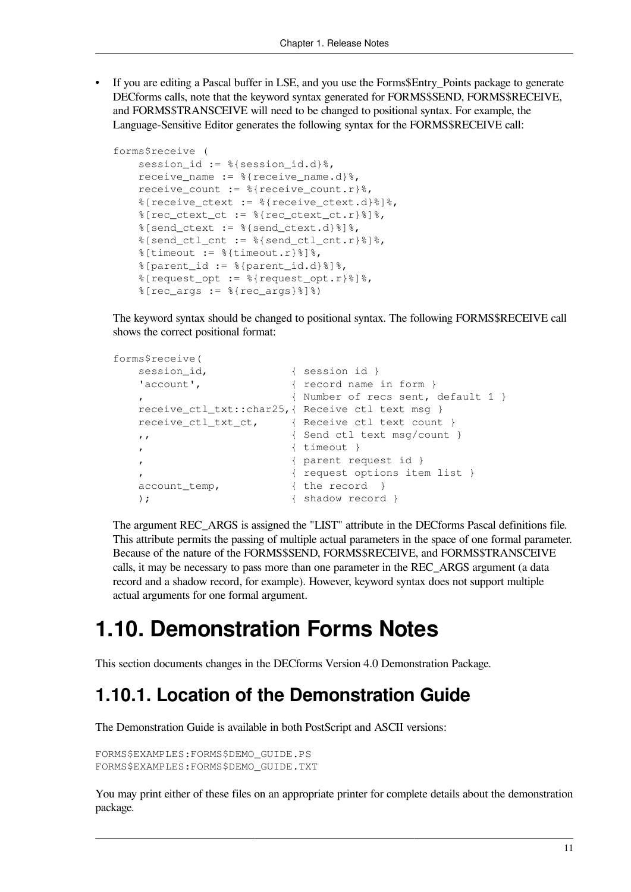- If you are editing a Pascal buffer in LSE, and you use the Forms$Entry_Points package to generate DECforms calls, note that the keyword syntax generated for FORMS$SEND, FORMS$RECEIVE, and FORMS$TRANSCEIVE will need to be changed to positional syntax. For example, the Language-Sensitive Editor generates the following syntax for the FORMS$RECEIVE call:

  ```
  forms$receive (
      session_id := %{session_id.d}%,
      receive_name := %{receive_name.d}%,
      receive_count := %{receive_count.r}%,
      %[receive_ctext := %{receive_ctext.d}%]%,
      %[rec_ctext_ct := %{rec_ctext_ct.r}%]%,
      %[send_ctext := %{send_ctext.d}%]%,
      %[send_ctl_cnt := %{send_ctl_cnt.r}%]%,
      %[timeout := %{timeout.r}%]%,
      %[parent_id := %{parent_id.d}%]%,
      %[request_opt := %{request_opt.r}%]%,
      %[rec_args := %{rec_args}%]%)
  ```

  The keyword syntax should be changed to positional syntax. The following FORMS$RECEIVE call shows the correct positional format:

  ```
  forms$receive(
      session_id,              { session id }
      'account',               { record name in form }
      ,                        { Number of recs sent, default 1 }
      receive_ctl_txt::char25,{ Receive ctl text msg }
      receive_ctl_txt_ct,      { Receive ctl text count }
      ,,                       { Send ctl text msg/count }
      ,                        { timeout }
      ,                        { parent request id }
      ,                        { request options item list }
      account_temp,            { the record  }
      );                       { shadow record }
  ```

  The argument REC_ARGS is assigned the "LIST" attribute in the DECforms Pascal definitions file. This attribute permits the passing of multiple actual parameters in the space of one formal parameter. Because of the nature of the FORMS$SEND, FORMS$RECEIVE, and FORMS$TRANSCEIVE calls, it may be necessary to pass more than one parameter in the REC_ARGS argument (a data record and a shadow record, for example). However, keyword syntax does not support multiple actual arguments for one formal argument.

## 1.10. Demonstration Forms Notes

This section documents changes in the DECforms Version 4.0 Demonstration Package.

### 1.10.1. Location of the Demonstration Guide

The Demonstration Guide is available in both PostScript and ASCII versions:

```
FORMS$EXAMPLES:FORMS$DEMO_GUIDE.PS
FORMS$EXAMPLES:FORMS$DEMO_GUIDE.TXT
```

You may print either of these files on an appropriate printer for complete details about the demonstration package.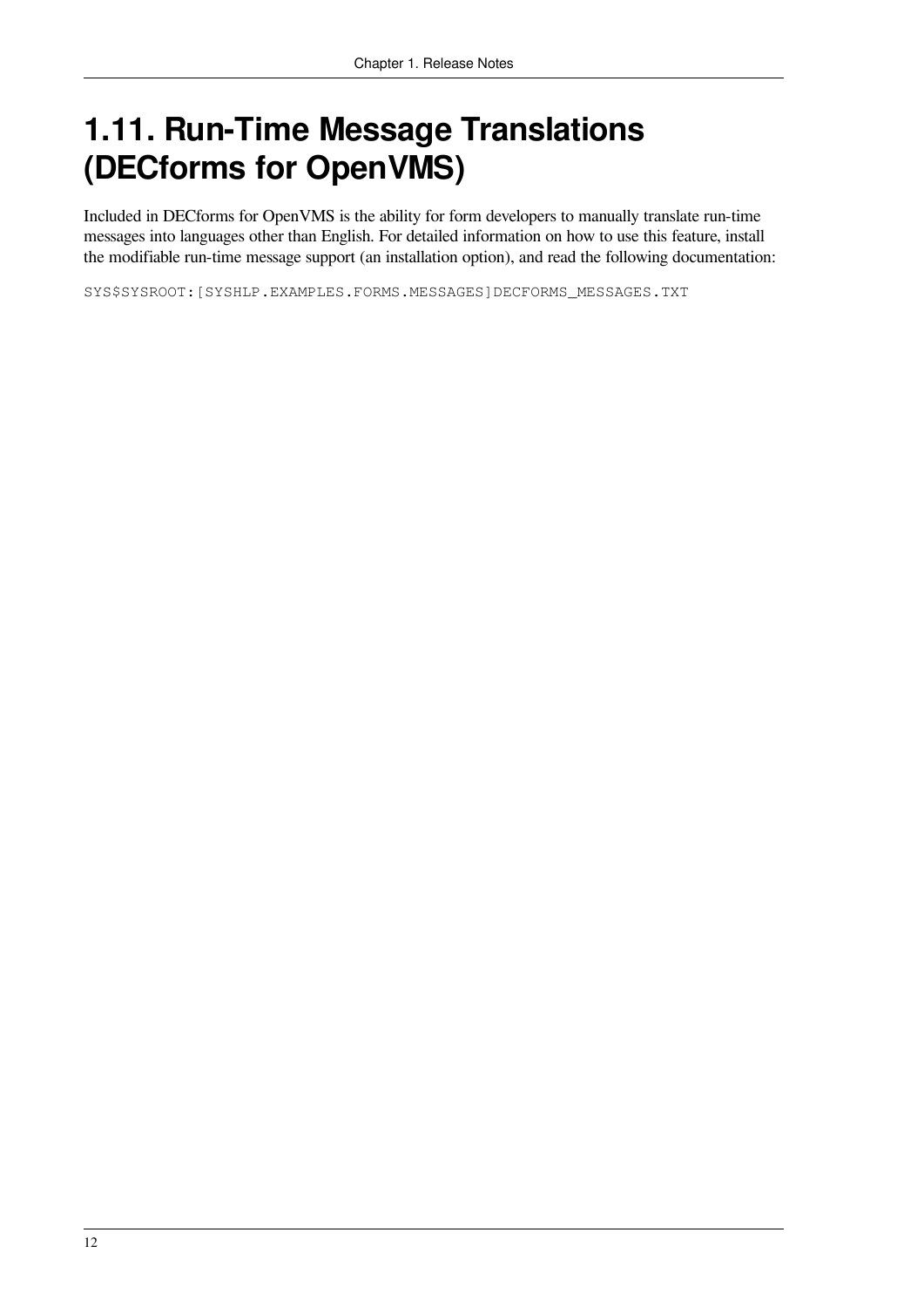# 1.11. Run-Time Message Translations (DECforms for OpenVMS)

Included in DECforms for OpenVMS is the ability for form developers to manually translate run-time messages into languages other than English. For detailed information on how to use this feature, install the modifiable run-time message support (an installation option), and read the following documentation:

```
SYS$SYSROOT:[SYSHLP.EXAMPLES.FORMS.MESSAGES]DECFORMS_MESSAGES.TXT
```